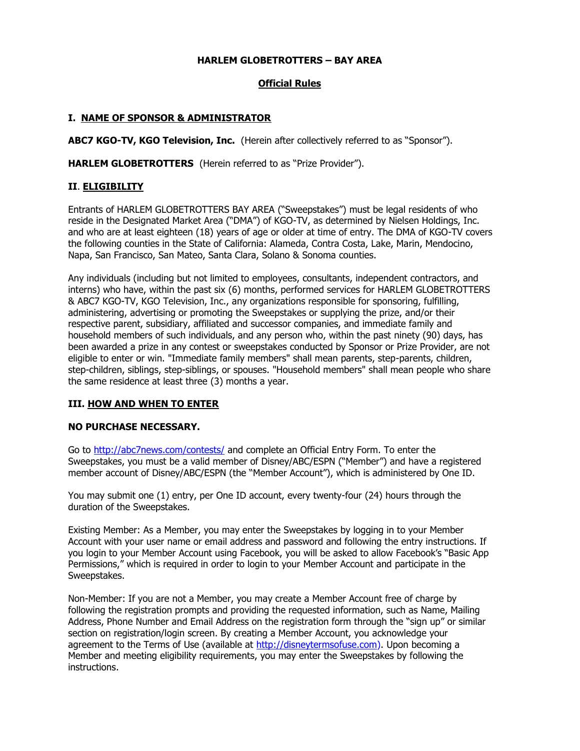# HARLEM GLOBETROTTERS – BAY AREA

## Official Rules

## I. NAME OF SPONSOR & ADMINISTRATOR

**ABC7 KGO-TV, KGO Television, Inc.** (Herein after collectively referred to as "Sponsor").

**HARLEM GLOBETROTTERS** (Herein referred to as "Prize Provider").

## II. ELIGIBILITY

Entrants of HARLEM GLOBETROTTERS BAY AREA ("Sweepstakes") must be legal residents of who reside in the Designated Market Area ("DMA") of KGO-TV, as determined by Nielsen Holdings, Inc. and who are at least eighteen (18) years of age or older at time of entry. The DMA of KGO-TV covers the following counties in the State of California: Alameda, Contra Costa, Lake, Marin, Mendocino, Napa, San Francisco, San Mateo, Santa Clara, Solano & Sonoma counties.

Any individuals (including but not limited to employees, consultants, independent contractors, and interns) who have, within the past six (6) months, performed services for HARLEM GLOBETROTTERS & ABC7 KGO-TV, KGO Television, Inc., any organizations responsible for sponsoring, fulfilling, administering, advertising or promoting the Sweepstakes or supplying the prize, and/or their respective parent, subsidiary, affiliated and successor companies, and immediate family and household members of such individuals, and any person who, within the past ninety (90) days, has been awarded a prize in any contest or sweepstakes conducted by Sponsor or Prize Provider, are not eligible to enter or win. "Immediate family members" shall mean parents, step-parents, children, step-children, siblings, step-siblings, or spouses. "Household members" shall mean people who share the same residence at least three (3) months a year.

## III. HOW AND WHEN TO ENTER

**NO PURCHASE NECESSARY.**

Go to [http://abc7news.com/contests/](http://abc7news.com/contests/) and complete an Official Entry Form. To enter the Sweepstakes, you must be a valid member of Disney/ABC/ESPN ("Member") and have a registered member account of Disney/ABC/ESPN (the "Member Account"), which is administered by One ID.

You may submit one (1) entry, per One ID account, every twenty-four (24) hours through the duration of the Sweepstakes.

Existing Member: As a Member, you may enter the Sweepstakes by logging in to your Member Account with your user name or email address and password and following the entry instructions. If you login to your Member Account using Facebook, you will be asked to allow Facebook's "Basic App Permissions," which is required in order to login to your Member Account and participate in the Sweepstakes.

Non-Member: If you are not a Member, you may create a Member Account free of charge by following the registration prompts and providing the requested information, such as Name, Mailing Address, Phone Number and Email Address on the registration form through the "sign up" or similar section on registration/login screen. By creating a Member Account, you acknowledge your agreement to the Terms of Use (available at [http://disneytermsofuse.com](http://disneytermsofuse.com)). Upon becoming a Member and meeting eligibility requirements, you may enter the Sweepstakes by following the instructions.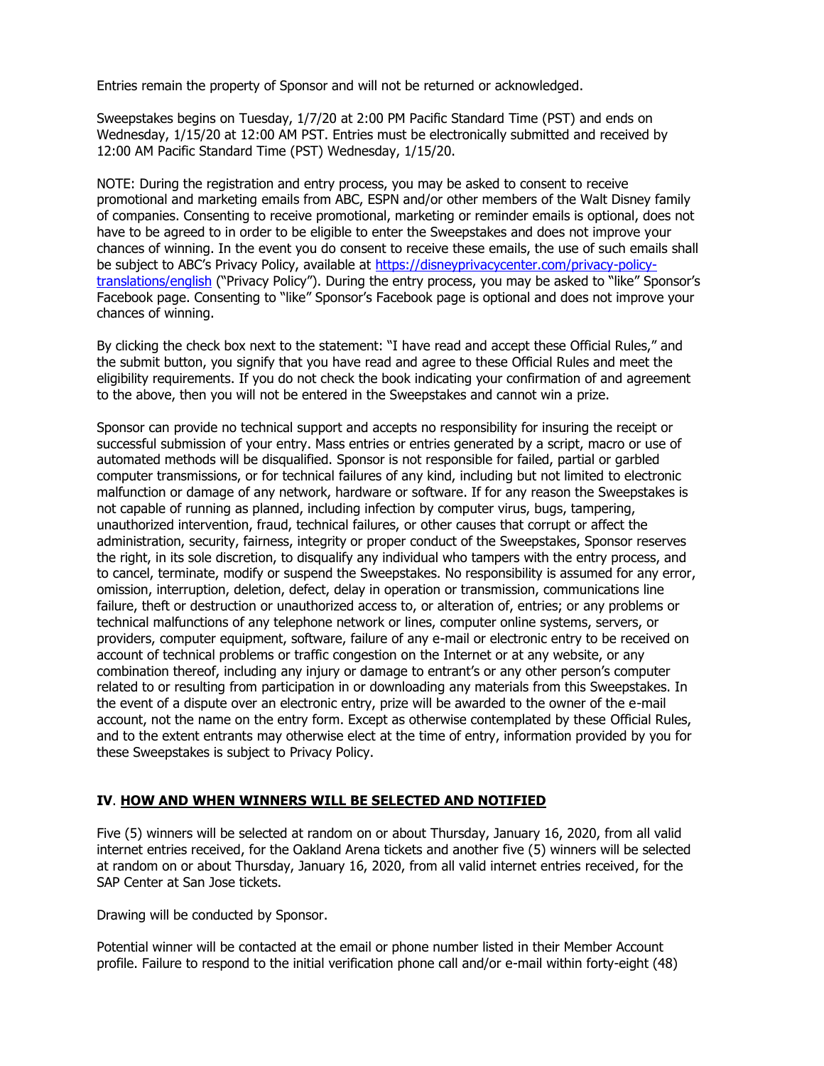Entries remain the property of Sponsor and will not be returned or acknowledged.

Sweepstakes begins on Tuesday, 1/7/20 at 2:00 PM Pacific Standard Time (PST) and ends on Wednesday, 1/15/20 at 12:00 AM PST. Entries must be electronically submitted and received by 12:00 AM Pacific Standard Time (PST) Wednesday, 1/15/20.

NOTE: During the registration and entry process, you may be asked to consent to receive promotional and marketing emails from ABC, ESPN and/or other members of the Walt Disney family of companies. Consenting to receive promotional, marketing or reminder emails is optional, does not have to be agreed to in order to be eligible to enter the Sweepstakes and does not improve your chances of winning. In the event you do consent to receive these emails, the use of such emails shall be subject to ABC's Privacy Policy, available at [https://disneyprivacycenter.com/privacy-policy-translations/english](https://disneyprivacycenter.com/privacy-policy-translations/english) ("Privacy Policy"). During the entry process, you may be asked to "like" Sponsor's Facebook page. Consenting to "like" Sponsor's Facebook page is optional and does not improve your chances of winning.

By clicking the check box next to the statement: "I have read and accept these Official Rules," and the submit button, you signify that you have read and agree to these Official Rules and meet the eligibility requirements. If you do not check the book indicating your confirmation of and agreement to the above, then you will not be entered in the Sweepstakes and cannot win a prize.

Sponsor can provide no technical support and accepts no responsibility for insuring the receipt or successful submission of your entry. Mass entries or entries generated by a script, macro or use of automated methods will be disqualified. Sponsor is not responsible for failed, partial or garbled computer transmissions, or for technical failures of any kind, including but not limited to electronic malfunction or damage of any network, hardware or software. If for any reason the Sweepstakes is not capable of running as planned, including infection by computer virus, bugs, tampering, unauthorized intervention, fraud, technical failures, or other causes that corrupt or affect the administration, security, fairness, integrity or proper conduct of the Sweepstakes, Sponsor reserves the right, in its sole discretion, to disqualify any individual who tampers with the entry process, and to cancel, terminate, modify or suspend the Sweepstakes. No responsibility is assumed for any error, omission, interruption, deletion, defect, delay in operation or transmission, communications line failure, theft or destruction or unauthorized access to, or alteration of, entries; or any problems or technical malfunctions of any telephone network or lines, computer online systems, servers, or providers, computer equipment, software, failure of any e-mail or electronic entry to be received on account of technical problems or traffic congestion on the Internet or at any website, or any combination thereof, including any injury or damage to entrant's or any other person's computer related to or resulting from participation in or downloading any materials from this Sweepstakes. In the event of a dispute over an electronic entry, prize will be awarded to the owner of the e-mail account, not the name on the entry form. Except as otherwise contemplated by these Official Rules, and to the extent entrants may otherwise elect at the time of entry, information provided by you for these Sweepstakes is subject to Privacy Policy.

## IV. <u>HOW AND WHEN WINNERS WILL BE SELECTED AND NOTIFIED</u>

Five (5) winners will be selected at random on or about Thursday, January 16, 2020, from all valid internet entries received, for the Oakland Arena tickets and another five (5) winners will be selected at random on or about Thursday, January 16, 2020, from all valid internet entries received, for the SAP Center at San Jose tickets.

Drawing will be conducted by Sponsor.

Potential winner will be contacted at the email or phone number listed in their Member Account profile. Failure to respond to the initial verification phone call and/or e-mail within forty-eight (48)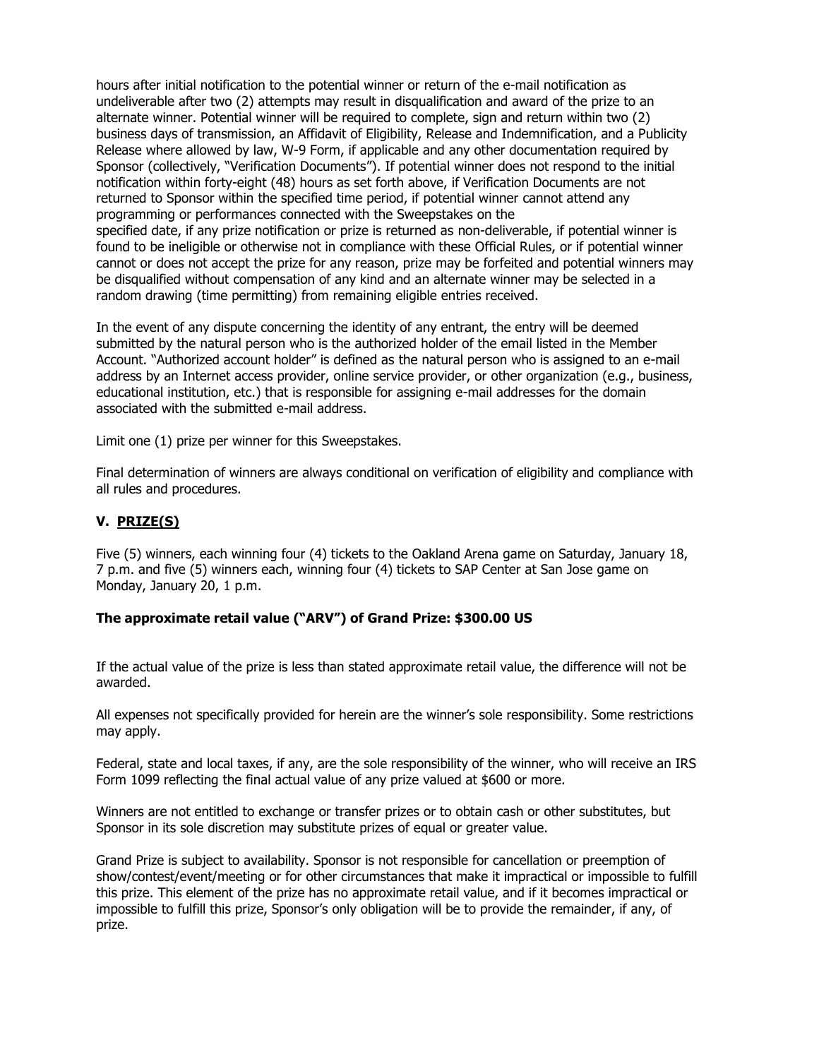hours after initial notification to the potential winner or return of the e-mail notification as undeliverable after two (2) attempts may result in disqualification and award of the prize to an alternate winner. Potential winner will be required to complete, sign and return within two (2) business days of transmission, an Affidavit of Eligibility, Release and Indemnification, and a Publicity Release where allowed by law, W-9 Form, if applicable and any other documentation required by Sponsor (collectively, "Verification Documents"). If potential winner does not respond to the initial notification within forty-eight (48) hours as set forth above, if Verification Documents are not returned to Sponsor within the specified time period, if potential winner cannot attend any programming or performances connected with the Sweepstakes on the specified date, if any prize notification or prize is returned as non-deliverable, if potential winner is found to be ineligible or otherwise not in compliance with these Official Rules, or if potential winner cannot or does not accept the prize for any reason, prize may be forfeited and potential winners may be disqualified without compensation of any kind and an alternate winner may be selected in a random drawing (time permitting) from remaining eligible entries received.

In the event of any dispute concerning the identity of any entrant, the entry will be deemed submitted by the natural person who is the authorized holder of the email listed in the Member Account. "Authorized account holder" is defined as the natural person who is assigned to an e-mail address by an Internet access provider, online service provider, or other organization (e.g., business, educational institution, etc.) that is responsible for assigning e-mail addresses for the domain associated with the submitted e-mail address.

Limit one (1) prize per winner for this Sweepstakes.

Final determination of winners are always conditional on verification of eligibility and compliance with all rules and procedures.

## V. PRIZE(S)

Five (5) winners, each winning four (4) tickets to the Oakland Arena game on Saturday, January 18, 7 p.m. and five (5) winners each, winning four (4) tickets to SAP Center at San Jose game on Monday, January 20, 1 p.m.

**The approximate retail value ("ARV") of Grand Prize: $300.00 US**

If the actual value of the prize is less than stated approximate retail value, the difference will not be awarded.

All expenses not specifically provided for herein are the winner's sole responsibility. Some restrictions may apply.

Federal, state and local taxes, if any, are the sole responsibility of the winner, who will receive an IRS Form 1099 reflecting the final actual value of any prize valued at $600 or more.

Winners are not entitled to exchange or transfer prizes or to obtain cash or other substitutes, but Sponsor in its sole discretion may substitute prizes of equal or greater value.

Grand Prize is subject to availability. Sponsor is not responsible for cancellation or preemption of show/contest/event/meeting or for other circumstances that make it impractical or impossible to fulfill this prize. This element of the prize has no approximate retail value, and if it becomes impractical or impossible to fulfill this prize, Sponsor's only obligation will be to provide the remainder, if any, of prize.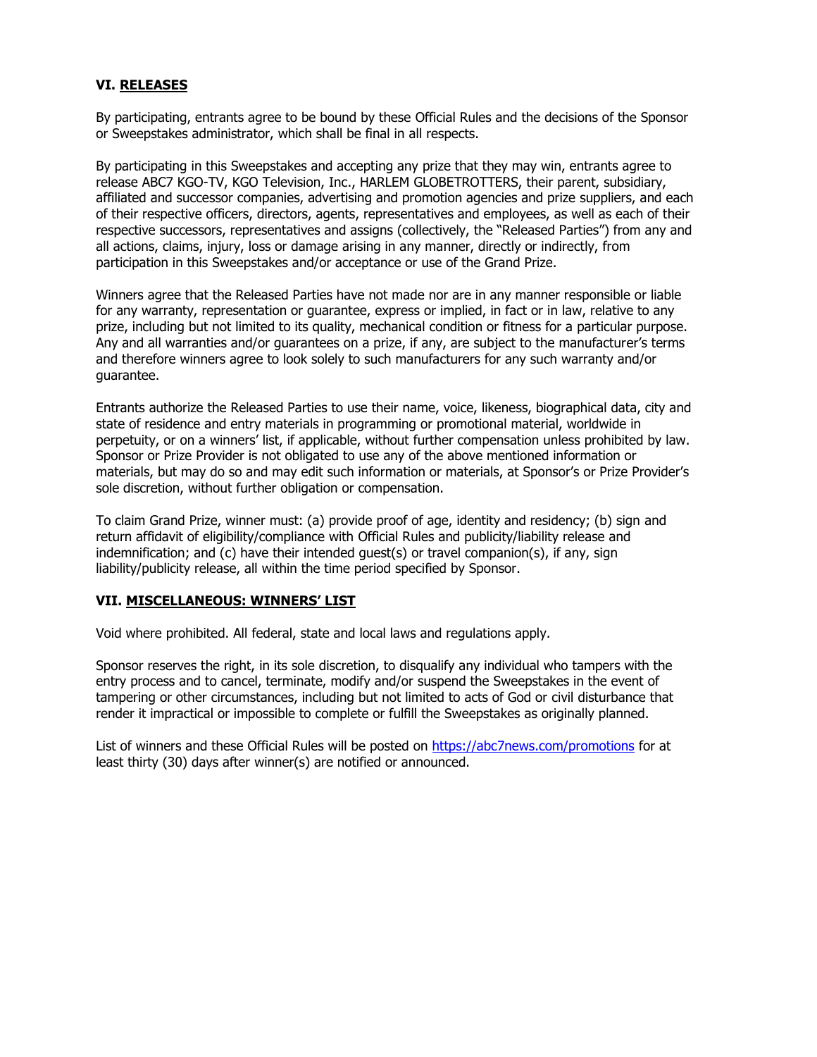### VI. RELEASES

By participating, entrants agree to be bound by these Official Rules and the decisions of the Sponsor or Sweepstakes administrator, which shall be final in all respects.

By participating in this Sweepstakes and accepting any prize that they may win, entrants agree to release ABC7 KGO-TV, KGO Television, Inc., HARLEM GLOBETROTTERS, their parent, subsidiary, affiliated and successor companies, advertising and promotion agencies and prize suppliers, and each of their respective officers, directors, agents, representatives and employees, as well as each of their respective successors, representatives and assigns (collectively, the "Released Parties") from any and all actions, claims, injury, loss or damage arising in any manner, directly or indirectly, from participation in this Sweepstakes and/or acceptance or use of the Grand Prize.

Winners agree that the Released Parties have not made nor are in any manner responsible or liable for any warranty, representation or guarantee, express or implied, in fact or in law, relative to any prize, including but not limited to its quality, mechanical condition or fitness for a particular purpose. Any and all warranties and/or guarantees on a prize, if any, are subject to the manufacturer's terms and therefore winners agree to look solely to such manufacturers for any such warranty and/or guarantee.

Entrants authorize the Released Parties to use their name, voice, likeness, biographical data, city and state of residence and entry materials in programming or promotional material, worldwide in perpetuity, or on a winners' list, if applicable, without further compensation unless prohibited by law. Sponsor or Prize Provider is not obligated to use any of the above mentioned information or materials, but may do so and may edit such information or materials, at Sponsor's or Prize Provider's sole discretion, without further obligation or compensation.

To claim Grand Prize, winner must: (a) provide proof of age, identity and residency; (b) sign and return affidavit of eligibility/compliance with Official Rules and publicity/liability release and indemnification; and (c) have their intended guest(s) or travel companion(s), if any, sign liability/publicity release, all within the time period specified by Sponsor.

### VII. MISCELLANEOUS: WINNERS' LIST

Void where prohibited. All federal, state and local laws and regulations apply.

Sponsor reserves the right, in its sole discretion, to disqualify any individual who tampers with the entry process and to cancel, terminate, modify and/or suspend the Sweepstakes in the event of tampering or other circumstances, including but not limited to acts of God or civil disturbance that render it impractical or impossible to complete or fulfill the Sweepstakes as originally planned.

List of winners and these Official Rules will be posted on [https://abc7news.com/promotions](https://abc7news.com/promotions) for at least thirty (30) days after winner(s) are notified or announced.